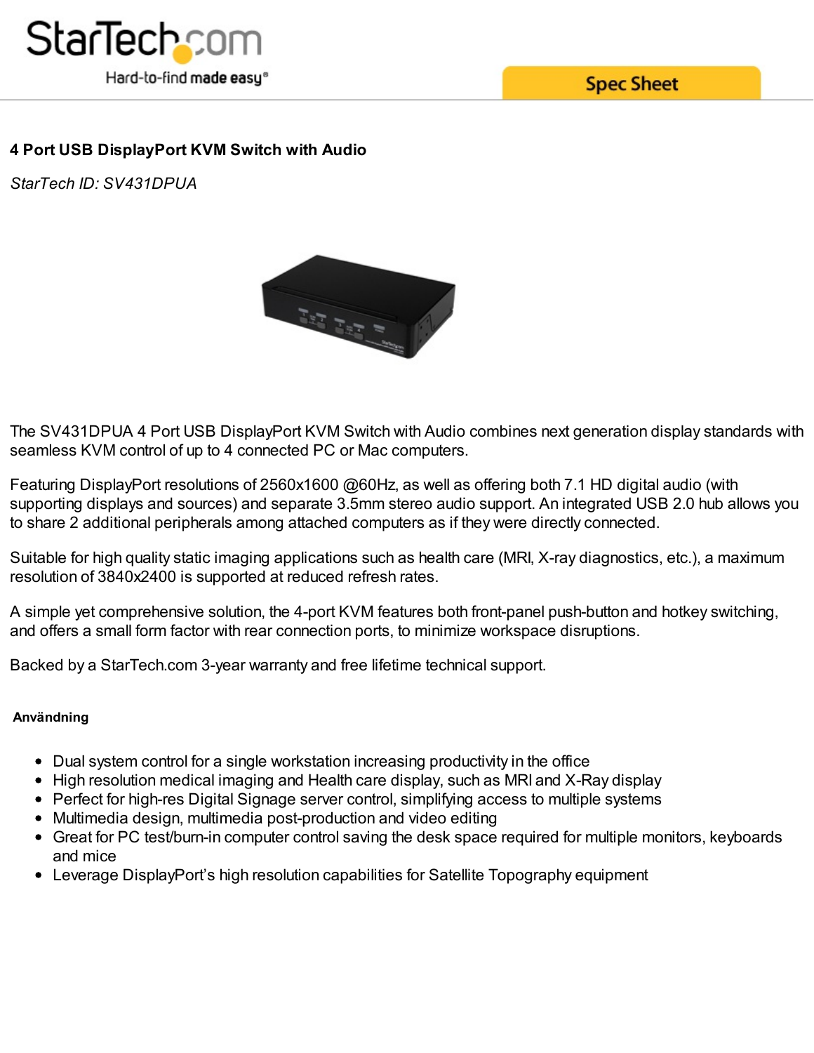# 4 Port USB DisplayPort KVM Switch with Audio

*StarTech ID: SV431DPUA*

The SV431DPUA 4 Port USB DisplayPort KVM Switch with Audio combines next generation display standards with seamless KVM control of up to 4 connected PC or Mac computers.

Featuring DisplayPort resolutions of 2560x1600 @60Hz, as well as offering both 7.1 HD digital audio (with supporting displays and sources) and separate 3.5mm stereo audio support. An integrated USB 2.0 hub allows you to share 2 additional peripherals among attached computers as if they were directly connected.

Suitable for high quality static imaging applications such as health care (MRI, X-ray diagnostics, etc.), a maximum resolution of 3840x2400 is supported at reduced refresh rates.

A simple yet comprehensive solution, the 4-port KVM features both front-panel push-button and hotkey switching, and offers a small form factor with rear connection ports, to minimize workspace disruptions.

Backed by a StarTech.com 3-year warranty and free lifetime technical support.

## Användning

- Dual system control for a single workstation increasing productivity in the office
- High resolution medical imaging and Health care display, such as MRI and X-Ray display
- Perfect for high-res Digital Signage server control, simplifying access to multiple systems
- Multimedia design, multimedia post-production and video editing
- Great for PC test/burn-in computer control saving the desk space required for multiple monitors, keyboards and mice
- Leverage DisplayPort's high resolution capabilities for Satellite Topography equipment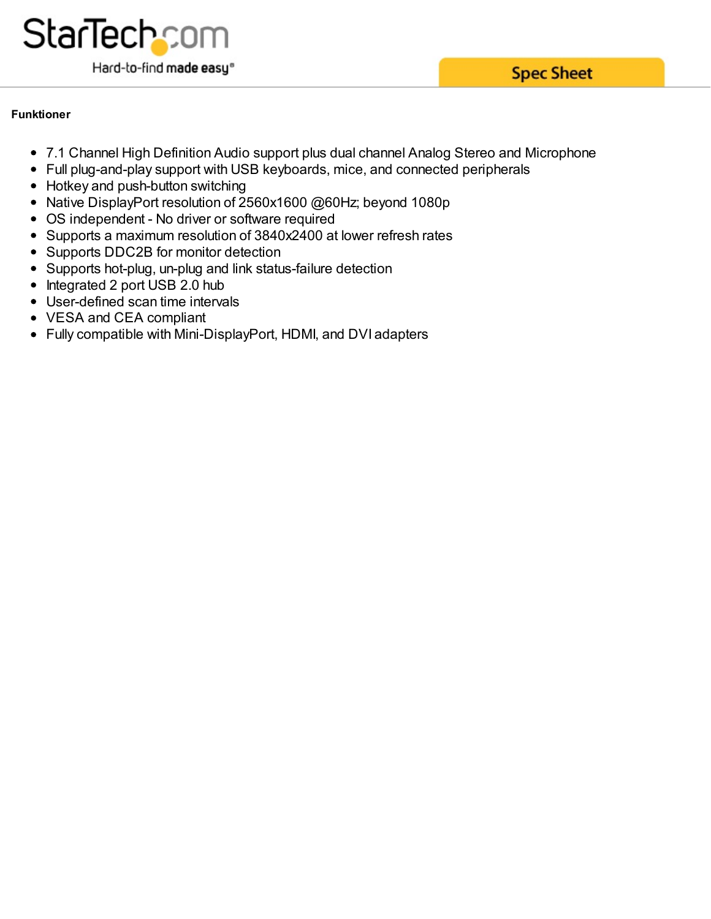**Funktioner**

- 7.1 Channel High Definition Audio support plus dual channel Analog Stereo and Microphone
- Full plug-and-play support with USB keyboards, mice, and connected peripherals
- Hotkey and push-button switching
- Native DisplayPort resolution of 2560x1600 @60Hz; beyond 1080p
- OS independent - No driver or software required
- Supports a maximum resolution of 3840x2400 at lower refresh rates
- Supports DDC2B for monitor detection
- Supports hot-plug, un-plug and link status-failure detection
- Integrated 2 port USB 2.0 hub
- User-defined scan time intervals
- VESA and CEA compliant
- Fully compatible with Mini-DisplayPort, HDMI, and DVI adapters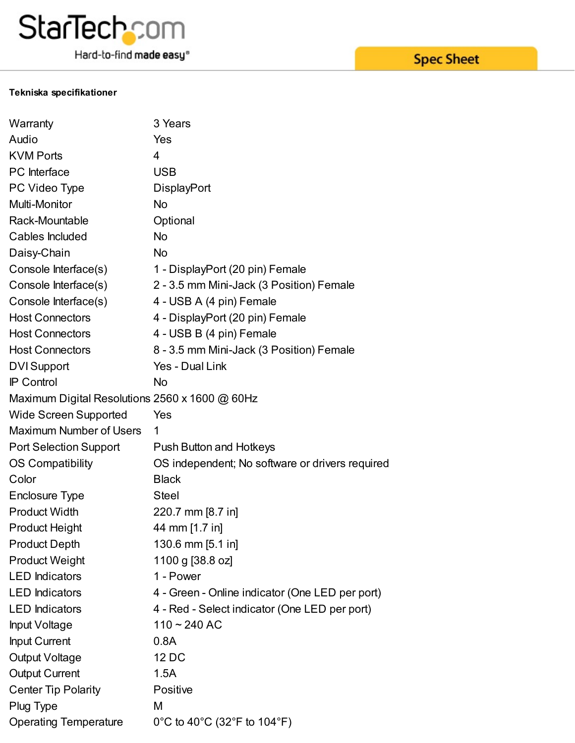**Tekniska specifikationer**

| | |
|---|---|
| Warranty | 3 Years |
| Audio | Yes |
| KVM Ports | 4 |
| PC Interface | USB |
| PC Video Type | DisplayPort |
| Multi-Monitor | No |
| Rack-Mountable | Optional |
| Cables Included | No |
| Daisy-Chain | No |
| Console Interface(s) | 1 - DisplayPort (20 pin) Female |
| Console Interface(s) | 2 - 3.5 mm Mini-Jack (3 Position) Female |
| Console Interface(s) | 4 - USB A (4 pin) Female |
| Host Connectors | 4 - DisplayPort (20 pin) Female |
| Host Connectors | 4 - USB B (4 pin) Female |
| Host Connectors | 8 - 3.5 mm Mini-Jack (3 Position) Female |
| DVI Support | Yes - Dual Link |
| IP Control | No |
| Maximum Digital Resolutions | 2560 x 1600 @ 60Hz |
| Wide Screen Supported | Yes |
| Maximum Number of Users | 1 |
| Port Selection Support | Push Button and Hotkeys |
| OS Compatibility | OS independent; No software or drivers required |
| Color | Black |
| Enclosure Type | Steel |
| Product Width | 220.7 mm [8.7 in] |
| Product Height | 44 mm [1.7 in] |
| Product Depth | 130.6 mm [5.1 in] |
| Product Weight | 1100 g [38.8 oz] |
| LED Indicators | 1 - Power |
| LED Indicators | 4 - Green - Online indicator (One LED per port) |
| LED Indicators | 4 - Red - Select indicator (One LED per port) |
| Input Voltage | 110 ~ 240 AC |
| Input Current | 0.8A |
| Output Voltage | 12 DC |
| Output Current | 1.5A |
| Center Tip Polarity | Positive |
| Plug Type | M |
| Operating Temperature | 0°C to 40°C (32°F to 104°F) |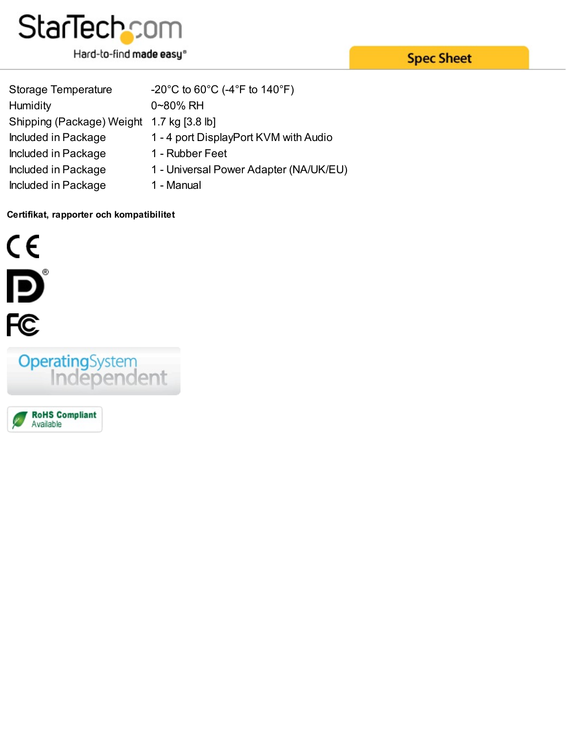| | |
|---|---|
| Storage Temperature | -20°C to 60°C (-4°F to 140°F) |
| Humidity | 0~80% RH |
| Shipping (Package) Weight | 1.7 kg [3.8 lb] |
| Included in Package | 1 - 4 port DisplayPort KVM with Audio |
| Included in Package | 1 - Rubber Feet |
| Included in Package | 1 - Universal Power Adapter (NA/UK/EU) |
| Included in Package | 1 - Manual |

**Certifikat, rapporter och kompatibilitet**